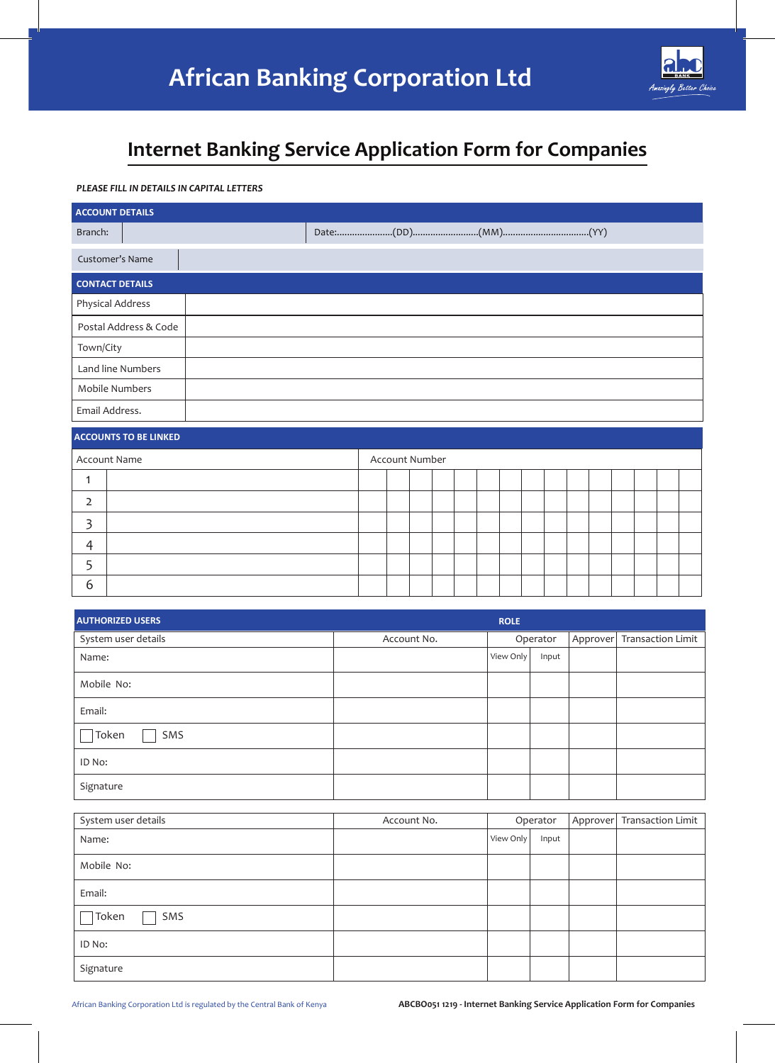# African Banking Corporation Ltd

*Amazingly Better Choice*

## Internet Banking Service Application Form for Companies

***PLEASE FILL IN DETAILS IN CAPITAL LETTERS***

| **ACCOUNT DETAILS** | | |
|---|---|---|
| Branch: | | Date:.......................(DD)...........................(MM)..................................(YY) |
| Customer's Name | | |

| **CONTACT DETAILS** | |
|---|---|
| Physical Address | |
| Postal Address & Code | |
| Town/City | |
| Land line Numbers | |
| Mobile Numbers | |
| Email Address. | |

**ACCOUNTS TO BE LINKED**

| | Account Name | Account Number | | | | | | | | | | | | | | |
|---|---|---|---|---|---|---|---|---|---|---|---|---|---|---|---|---|
| 1 | | | | | | | | | | | | | | | | |
| 2 | | | | | | | | | | | | | | | | |
| 3 | | | | | | | | | | | | | | | | |
| 4 | | | | | | | | | | | | | | | | |
| 5 | | | | | | | | | | | | | | | | |
| 6 | | | | | | | | | | | | | | | | |

| **AUTHORIZED USERS** | | **ROLE** | | | |
|---|---|---|---|---|---|
| System user details | Account No. | Operator | | Approver | Transaction Limit |
| Name: | | View Only | Input | | |
| Mobile No: | | | | | |
| Email: | | | | | |
| ☐ Token ☐ SMS | | | | | |
| ID No: | | | | | |
| Signature | | | | | |

| System user details | Account No. | Operator | | Approver | Transaction Limit |
|---|---|---|---|---|---|
| Name: | | View Only | Input | | |
| Mobile No: | | | | | |
| Email: | | | | | |
| ☐ Token ☐ SMS | | | | | |
| ID No: | | | | | |
| Signature | | | | | |

African Banking Corporation Ltd is regulated by the Central Bank of Kenya

**ABCBO051 1219 - Internet Banking Service Application Form for Companies**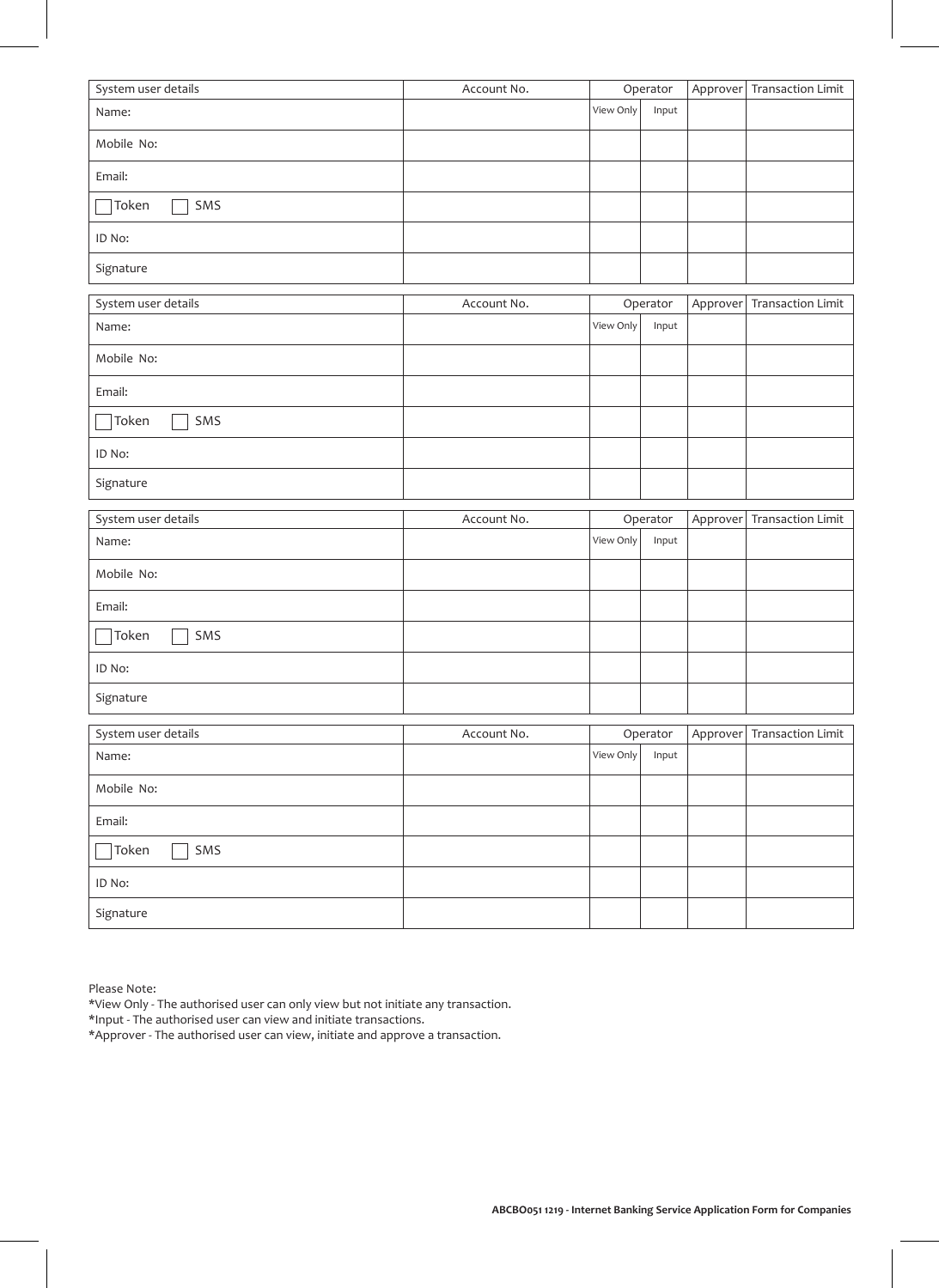| System user details | Account No. | Operator | | Approver | Transaction Limit |
|---|---|---|---|---|---|
| Name: | | View Only | Input | | |
| Mobile No: | | | | | |
| Email: | | | | | |
| ☐ Token ☐ SMS | | | | | |
| ID No: | | | | | |
| Signature | | | | | |

| System user details | Account No. | Operator | | Approver | Transaction Limit |
|---|---|---|---|---|---|
| Name: | | View Only | Input | | |
| Mobile No: | | | | | |
| Email: | | | | | |
| ☐ Token ☐ SMS | | | | | |
| ID No: | | | | | |
| Signature | | | | | |

| System user details | Account No. | Operator | | Approver | Transaction Limit |
|---|---|---|---|---|---|
| Name: | | View Only | Input | | |
| Mobile No: | | | | | |
| Email: | | | | | |
| ☐ Token ☐ SMS | | | | | |
| ID No: | | | | | |
| Signature | | | | | |

| System user details | Account No. | Operator | | Approver | Transaction Limit |
|---|---|---|---|---|---|
| Name: | | View Only | Input | | |
| Mobile No: | | | | | |
| Email: | | | | | |
| ☐ Token ☐ SMS | | | | | |
| ID No: | | | | | |
| Signature | | | | | |

Please Note:
*View Only - The authorised user can only view but not initiate any transaction.
*Input - The authorised user can view and initiate transactions.
*Approver - The authorised user can view, initiate and approve a transaction.

**ABCBO051 1219 - Internet Banking Service Application Form for Companies**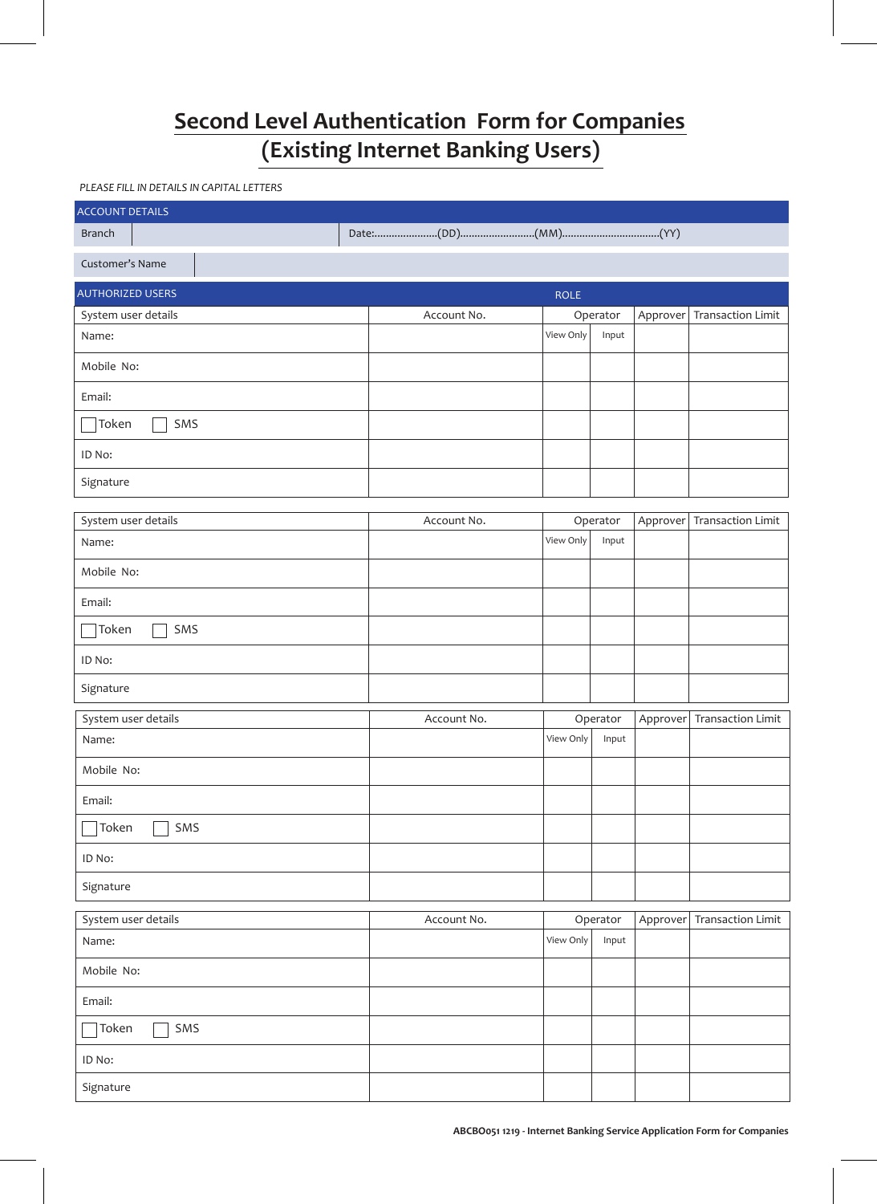# Second Level Authentication Form for Companies (Existing Internet Banking Users)

*PLEASE FILL IN DETAILS IN CAPITAL LETTERS*

| ACCOUNT DETAILS | | |
|---|---|---|
| Branch | | Date:......................(DD)..........................(MM)..................................(YY) |
| Customer's Name | | |

| AUTHORIZED USERS | | ROLE | | | |
|---|---|---|---|---|---|
| System user details | Account No. | Operator | | Approver | Transaction Limit |
| Name: | | View Only | Input | | |
| Mobile No: | | | | | |
| Email: | | | | | |
| ☐ Token ☐ SMS | | | | | |
| ID No: | | | | | |
| Signature | | | | | |

| System user details | Account No. | Operator | | Approver | Transaction Limit |
|---|---|---|---|---|---|
| Name: | | View Only | Input | | |
| Mobile No: | | | | | |
| Email: | | | | | |
| ☐ Token ☐ SMS | | | | | |
| ID No: | | | | | |
| Signature | | | | | |

| System user details | Account No. | Operator | | Approver | Transaction Limit |
|---|---|---|---|---|---|
| Name: | | View Only | Input | | |
| Mobile No: | | | | | |
| Email: | | | | | |
| ☐ Token ☐ SMS | | | | | |
| ID No: | | | | | |
| Signature | | | | | |

| System user details | Account No. | Operator | | Approver | Transaction Limit |
|---|---|---|---|---|---|
| Name: | | View Only | Input | | |
| Mobile No: | | | | | |
| Email: | | | | | |
| ☐ Token ☐ SMS | | | | | |
| ID No: | | | | | |
| Signature | | | | | |

**ABCBO051 1219 - Internet Banking Service Application Form for Companies**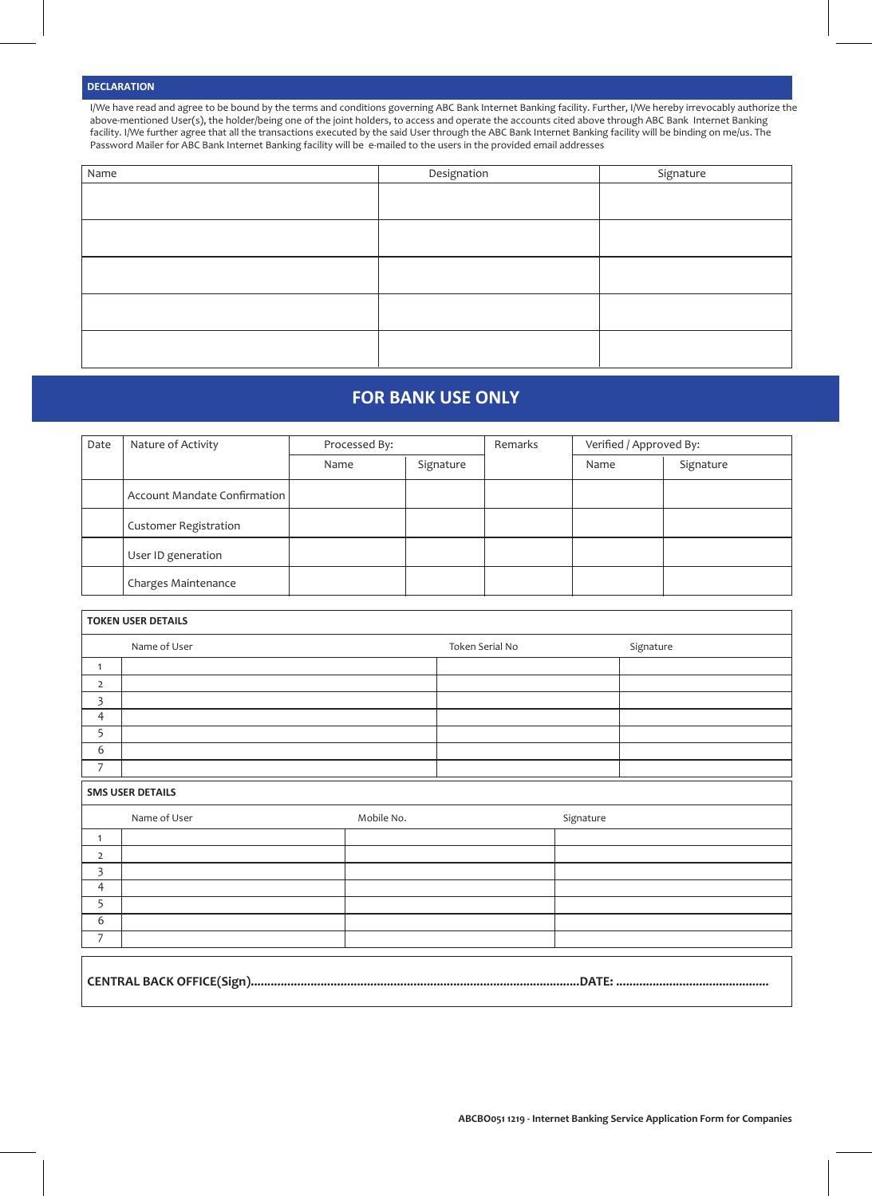## DECLARATION

I/We have read and agree to be bound by the terms and conditions governing ABC Bank Internet Banking facility. Further, I/We hereby irrevocably authorize the above-mentioned User(s), the holder/being one of the joint holders, to access and operate the accounts cited above through ABC Bank Internet Banking facility. I/We further agree that all the transactions executed by the said User through the ABC Bank Internet Banking facility will be binding on me/us. The Password Mailer for ABC Bank Internet Banking facility will be e-mailed to the users in the provided email addresses

| Name | Designation | Signature |
|---|---|---|
| | | |
| | | |
| | | |
| | | |
| | | |

# FOR BANK USE ONLY

| Date | Nature of Activity | Processed By: | | Remarks | Verified / Approved By: | |
|---|---|---|---|---|---|---|
| | | Name | Signature | | Name | Signature |
| | Account Mandate Confirmation | | | | | |
| | Customer Registration | | | | | |
| | User ID generation | | | | | |
| | Charges Maintenance | | | | | |

**TOKEN USER DETAILS**

| | Name of User | Token Serial No | Signature |
|---|---|---|---|
| 1 | | | |
| 2 | | | |
| 3 | | | |
| 4 | | | |
| 5 | | | |
| 6 | | | |
| 7 | | | |

**SMS USER DETAILS**

| | Name of User | Mobile No. | Signature |
|---|---|---|---|
| 1 | | | |
| 2 | | | |
| 3 | | | |
| 4 | | | |
| 5 | | | |
| 6 | | | |
| 7 | | | |

**CENTRAL BACK OFFICE(Sign)..................................................................................................DATE: .............................................**

ABCBO051 1219 - Internet Banking Service Application Form for Companies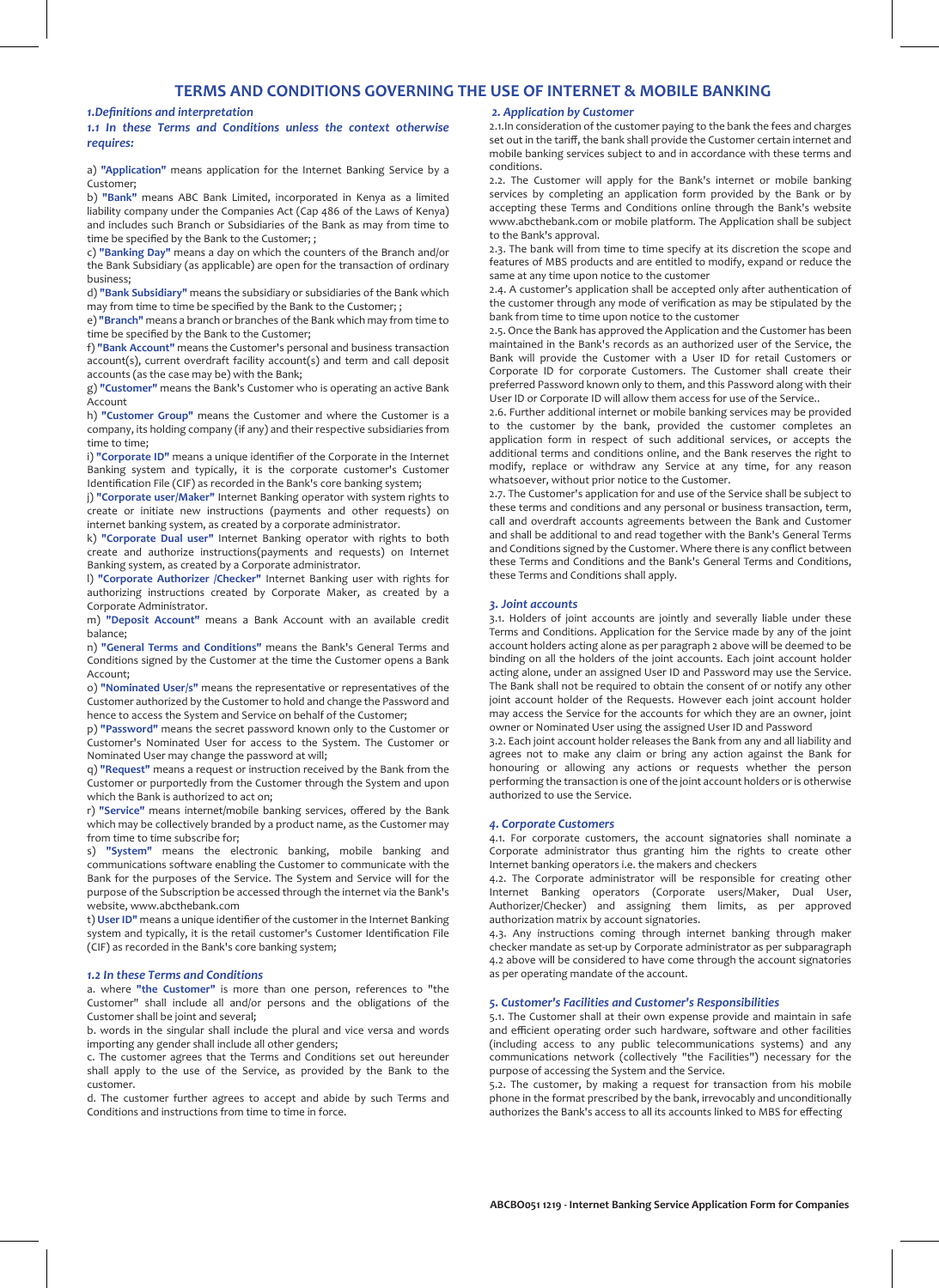# TERMS AND CONDITIONS GOVERNING THE USE OF INTERNET & MOBILE BANKING

### *1.Definitions and interpretation*

***1.1 In these Terms and Conditions unless the context otherwise requires:***

a) **"Application"** means application for the Internet Banking Service by a Customer;

b) **"Bank"** means ABC Bank Limited, incorporated in Kenya as a limited liability company under the Companies Act (Cap 486 of the Laws of Kenya) and includes such Branch or Subsidiaries of the Bank as may from time to time be specified by the Bank to the Customer; ;

c) **"Banking Day"** means a day on which the counters of the Branch and/or the Bank Subsidiary (as applicable) are open for the transaction of ordinary business;

d) **"Bank Subsidiary"** means the subsidiary or subsidiaries of the Bank which may from time to time be specified by the Bank to the Customer; ;

e) **"Branch"** means a branch or branches of the Bank which may from time to time be specified by the Bank to the Customer;

f) **"Bank Account"** means the Customer's personal and business transaction account(s), current overdraft facility account(s) and term and call deposit accounts (as the case may be) with the Bank;

g) **"Customer"** means the Bank's Customer who is operating an active Bank Account

h) **"Customer Group"** means the Customer and where the Customer is a company, its holding company (if any) and their respective subsidiaries from time to time;

i) **"Corporate ID"** means a unique identifier of the Corporate in the Internet Banking system and typically, it is the corporate customer's Customer Identification File (CIF) as recorded in the Bank's core banking system;

j) **"Corporate user/Maker"** Internet Banking operator with system rights to create or initiate new instructions (payments and other requests) on internet banking system, as created by a corporate administrator.

k) **"Corporate Dual user"** Internet Banking operator with rights to both create and authorize instructions(payments and requests) on Internet Banking system, as created by a Corporate administrator.

l) **"Corporate Authorizer /Checker"** Internet Banking user with rights for authorizing instructions created by Corporate Maker, as created by a Corporate Administrator.

m) **"Deposit Account"** means a Bank Account with an available credit balance;

n) **"General Terms and Conditions"** means the Bank's General Terms and Conditions signed by the Customer at the time the Customer opens a Bank Account;

o) **"Nominated User/s"** means the representative or representatives of the Customer authorized by the Customer to hold and change the Password and hence to access the System and Service on behalf of the Customer;

p) **"Password"** means the secret password known only to the Customer or Customer's Nominated User for access to the System. The Customer or Nominated User may change the password at will;

q) **"Request"** means a request or instruction received by the Bank from the Customer or purportedly from the Customer through the System and upon which the Bank is authorized to act on;

r) **"Service"** means internet/mobile banking services, offered by the Bank which may be collectively branded by a product name, as the Customer may from time to time subscribe for;

s) **"System"** means the electronic banking, mobile banking and communications software enabling the Customer to communicate with the Bank for the purposes of the Service. The System and Service will for the purpose of the Subscription be accessed through the internet via the Bank's website, www.abcthebank.com

t) **User ID"** means a unique identifier of the customer in the Internet Banking system and typically, it is the retail customer's Customer Identification File (CIF) as recorded in the Bank's core banking system;

***1.2 In these Terms and Conditions***

a. where **"the Customer"** is more than one person, references to "the Customer" shall include all and/or persons and the obligations of the Customer shall be joint and several;

b. words in the singular shall include the plural and vice versa and words importing any gender shall include all other genders;

c. The customer agrees that the Terms and Conditions set out hereunder shall apply to the use of the Service, as provided by the Bank to the customer.

d. The customer further agrees to accept and abide by such Terms and Conditions and instructions from time to time in force.

### *2. Application by Customer*

2.1.In consideration of the customer paying to the bank the fees and charges set out in the tariff, the bank shall provide the Customer certain internet and mobile banking services subject to and in accordance with these terms and conditions.

2.2. The Customer will apply for the Bank's internet or mobile banking services by completing an application form provided by the Bank or by accepting these Terms and Conditions online through the Bank's website www.abcthebank.com or mobile platform. The Application shall be subject to the Bank's approval.

2.3. The bank will from time to time specify at its discretion the scope and features of MBS products and are entitled to modify, expand or reduce the same at any time upon notice to the customer

2.4. A customer's application shall be accepted only after authentication of the customer through any mode of verification as may be stipulated by the bank from time to time upon notice to the customer

2.5. Once the Bank has approved the Application and the Customer has been maintained in the Bank's records as an authorized user of the Service, the Bank will provide the Customer with a User ID for retail Customers or Corporate ID for corporate Customers. The Customer shall create their preferred Password known only to them, and this Password along with their User ID or Corporate ID will allow them access for use of the Service..

2.6. Further additional internet or mobile banking services may be provided to the customer by the bank, provided the customer completes an application form in respect of such additional services, or accepts the additional terms and conditions online, and the Bank reserves the right to modify, replace or withdraw any Service at any time, for any reason whatsoever, without prior notice to the Customer.

2.7. The Customer's application for and use of the Service shall be subject to these terms and conditions and any personal or business transaction, term, call and overdraft accounts agreements between the Bank and Customer and shall be additional to and read together with the Bank's General Terms and Conditions signed by the Customer. Where there is any conflict between these Terms and Conditions and the Bank's General Terms and Conditions, these Terms and Conditions shall apply.

### *3. Joint accounts*

3.1. Holders of joint accounts are jointly and severally liable under these Terms and Conditions. Application for the Service made by any of the joint account holders acting alone as per paragraph 2 above will be deemed to be binding on all the holders of the joint accounts. Each joint account holder acting alone, under an assigned User ID and Password may use the Service. The Bank shall not be required to obtain the consent of or notify any other joint account holder of the Requests. However each joint account holder may access the Service for the accounts for which they are an owner, joint owner or Nominated User using the assigned User ID and Password

3.2. Each joint account holder releases the Bank from any and all liability and agrees not to make any claim or bring any action against the Bank for honouring or allowing any actions or requests whether the person performing the transaction is one of the joint account holders or is otherwise authorized to use the Service.

### *4. Corporate Customers*

4.1. For corporate customers, the account signatories shall nominate a Corporate administrator thus granting him the rights to create other Internet banking operators i.e. the makers and checkers

4.2. The Corporate administrator will be responsible for creating other Internet Banking operators (Corporate users/Maker, Dual User, Authorizer/Checker) and assigning them limits, as per approved authorization matrix by account signatories.

4.3. Any instructions coming through internet banking through maker checker mandate as set-up by Corporate administrator as per subparagraph 4.2 above will be considered to have come through the account signatories as per operating mandate of the account.

### *5. Customer's Facilities and Customer's Responsibilities*

5.1. The Customer shall at their own expense provide and maintain in safe and efficient operating order such hardware, software and other facilities (including access to any public telecommunications systems) and any communications network (collectively "the Facilities") necessary for the purpose of accessing the System and the Service.

5.2. The customer, by making a request for transaction from his mobile phone in the format prescribed by the bank, irrevocably and unconditionally authorizes the Bank's access to all its accounts linked to MBS for effecting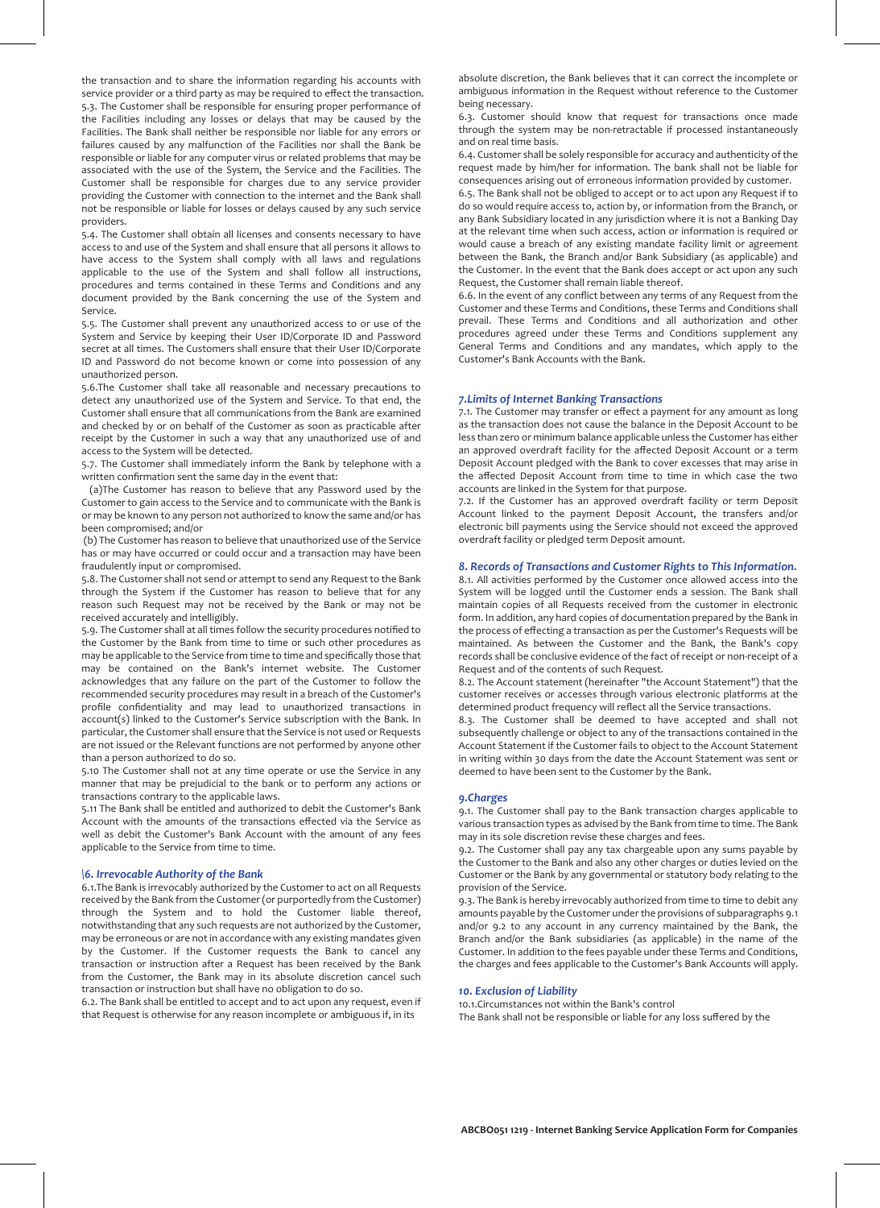the transaction and to share the information regarding his accounts with service provider or a third party as may be required to effect the transaction.

5.3. The Customer shall be responsible for ensuring proper performance of the Facilities including any losses or delays that may be caused by the Facilities. The Bank shall neither be responsible nor liable for any errors or failures caused by any malfunction of the Facilities nor shall the Bank be responsible or liable for any computer virus or related problems that may be associated with the use of the System, the Service and the Facilities. The Customer shall be responsible for charges due to any service provider providing the Customer with connection to the internet and the Bank shall not be responsible or liable for losses or delays caused by any such service providers.

5.4. The Customer shall obtain all licenses and consents necessary to have access to and use of the System and shall ensure that all persons it allows to have access to the System shall comply with all laws and regulations applicable to the use of the System and shall follow all instructions, procedures and terms contained in these Terms and Conditions and any document provided by the Bank concerning the use of the System and Service.

5.5. The Customer shall prevent any unauthorized access to or use of the System and Service by keeping their User ID/Corporate ID and Password secret at all times. The Customers shall ensure that their User ID/Corporate ID and Password do not become known or come into possession of any unauthorized person.

5.6.The Customer shall take all reasonable and necessary precautions to detect any unauthorized use of the System and Service. To that end, the Customer shall ensure that all communications from the Bank are examined and checked by or on behalf of the Customer as soon as practicable after receipt by the Customer in such a way that any unauthorized use of and access to the System will be detected.

5.7. The Customer shall immediately inform the Bank by telephone with a written confirmation sent the same day in the event that:

(a)The Customer has reason to believe that any Password used by the Customer to gain access to the Service and to communicate with the Bank is or may be known to any person not authorized to know the same and/or has been compromised; and/or

(b) The Customer has reason to believe that unauthorized use of the Service has or may have occurred or could occur and a transaction may have been fraudulently input or compromised.

5.8. The Customer shall not send or attempt to send any Request to the Bank through the System if the Customer has reason to believe that for any reason such Request may not be received by the Bank or may not be received accurately and intelligibly.

5.9. The Customer shall at all times follow the security procedures notified to the Customer by the Bank from time to time or such other procedures as may be applicable to the Service from time to time and specifically those that may be contained on the Bank's internet website. The Customer acknowledges that any failure on the part of the Customer to follow the recommended security procedures may result in a breach of the Customer's profile confidentiality and may lead to unauthorized transactions in account(s) linked to the Customer's Service subscription with the Bank. In particular, the Customer shall ensure that the Service is not used or Requests are not issued or the Relevant functions are not performed by anyone other than a person authorized to do so.

5.10 The Customer shall not at any time operate or use the Service in any manner that may be prejudicial to the bank or to perform any actions or transactions contrary to the applicable laws.

5.11 The Bank shall be entitled and authorized to debit the Customer's Bank Account with the amounts of the transactions effected via the Service as well as debit the Customer's Bank Account with the amount of any fees applicable to the Service from time to time.

### |6. Irrevocable Authority of the Bank

6.1.The Bank is irrevocably authorized by the Customer to act on all Requests received by the Bank from the Customer (or purportedly from the Customer) through the System and to hold the Customer liable thereof, notwithstanding that any such requests are not authorized by the Customer, may be erroneous or are not in accordance with any existing mandates given by the Customer. If the Customer requests the Bank to cancel any transaction or instruction after a Request has been received by the Bank from the Customer, the Bank may in its absolute discretion cancel such transaction or instruction but shall have no obligation to do so.

6.2. The Bank shall be entitled to accept and to act upon any request, even if that Request is otherwise for any reason incomplete or ambiguous if, in its absolute discretion, the Bank believes that it can correct the incomplete or ambiguous information in the Request without reference to the Customer being necessary.

6.3. Customer should know that request for transactions once made through the system may be non-retractable if processed instantaneously and on real time basis.

6.4. Customer shall be solely responsible for accuracy and authenticity of the request made by him/her for information. The bank shall not be liable for consequences arising out of erroneous information provided by customer.

6.5. The Bank shall not be obliged to accept or to act upon any Request if to do so would require access to, action by, or information from the Branch, or any Bank Subsidiary located in any jurisdiction where it is not a Banking Day at the relevant time when such access, action or information is required or would cause a breach of any existing mandate facility limit or agreement between the Bank, the Branch and/or Bank Subsidiary (as applicable) and the Customer. In the event that the Bank does accept or act upon any such Request, the Customer shall remain liable thereof.

6.6. In the event of any conflict between any terms of any Request from the Customer and these Terms and Conditions, these Terms and Conditions shall prevail. These Terms and Conditions and all authorization and other procedures agreed under these Terms and Conditions supplement any General Terms and Conditions and any mandates, which apply to the Customer's Bank Accounts with the Bank.

### 7.Limits of Internet Banking Transactions

7.1. The Customer may transfer or effect a payment for any amount as long as the transaction does not cause the balance in the Deposit Account to be less than zero or minimum balance applicable unless the Customer has either an approved overdraft facility for the affected Deposit Account or a term Deposit Account pledged with the Bank to cover excesses that may arise in the affected Deposit Account from time to time in which case the two accounts are linked in the System for that purpose.

7.2. If the Customer has an approved overdraft facility or term Deposit Account linked to the payment Deposit Account, the transfers and/or electronic bill payments using the Service should not exceed the approved overdraft facility or pledged term Deposit amount.

### 8. Records of Transactions and Customer Rights to This Information.

8.1. All activities performed by the Customer once allowed access into the System will be logged until the Customer ends a session. The Bank shall maintain copies of all Requests received from the customer in electronic form. In addition, any hard copies of documentation prepared by the Bank in the process of effecting a transaction as per the Customer's Requests will be maintained. As between the Customer and the Bank, the Bank's copy records shall be conclusive evidence of the fact of receipt or non-receipt of a Request and of the contents of such Request.

8.2. The Account statement (hereinafter "the Account Statement") that the customer receives or accesses through various electronic platforms at the determined product frequency will reflect all the Service transactions.

8.3. The Customer shall be deemed to have accepted and shall not subsequently challenge or object to any of the transactions contained in the Account Statement if the Customer fails to object to the Account Statement in writing within 30 days from the date the Account Statement was sent or deemed to have been sent to the Customer by the Bank.

### 9.Charges

9.1. The Customer shall pay to the Bank transaction charges applicable to various transaction types as advised by the Bank from time to time. The Bank may in its sole discretion revise these charges and fees.

9.2. The Customer shall pay any tax chargeable upon any sums payable by the Customer to the Bank and also any other charges or duties levied on the Customer or the Bank by any governmental or statutory body relating to the provision of the Service.

9.3. The Bank is hereby irrevocably authorized from time to time to debit any amounts payable by the Customer under the provisions of subparagraphs 9.1 and/or 9.2 to any account in any currency maintained by the Bank, the Branch and/or the Bank subsidiaries (as applicable) in the name of the Customer. In addition to the fees payable under these Terms and Conditions, the charges and fees applicable to the Customer's Bank Accounts will apply.

### 10. Exclusion of Liability

10.1.Circumstances not within the Bank's control

The Bank shall not be responsible or liable for any loss suffered by the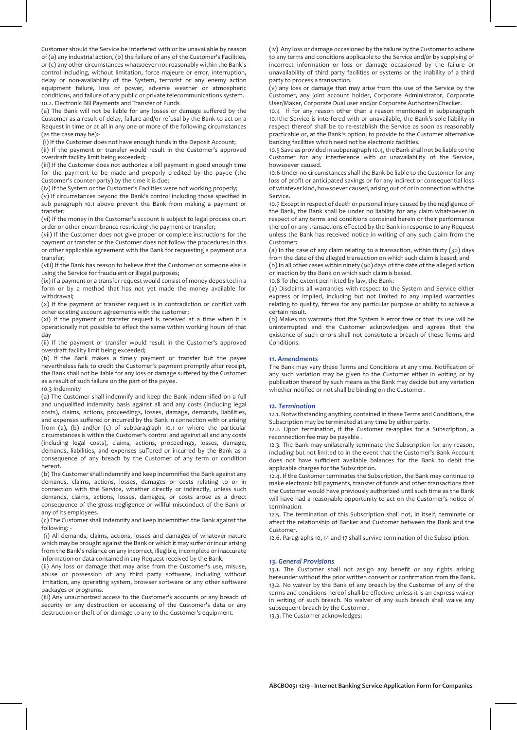Customer should the Service be interfered with or be unavailable by reason of (a) any industrial action, (b) the failure of any of the Customer's Facilities, or (c) any other circumstances whatsoever not reasonably within the Bank's control including, without limitation, force majeure or error, interruption, delay or non-availability of the System, terrorist or any enemy action equipment failure, loss of power, adverse weather or atmospheric conditions, and failure of any public or private telecommunications system.

10.2. Electronic Bill Payments and Transfer of Funds

(a) The Bank will not be liable for any losses or damage suffered by the Customer as a result of delay, failure and/or refusal by the Bank to act on a Request in time or at all in any one or more of the following circumstances (as the case may be):-

(i) If the Customer does not have enough funds in the Deposit Account;

(ii) If the payment or transfer would result in the Customer's approved overdraft facility limit being exceeded;

(iii) If the Customer does not authorize a bill payment in good enough time for the payment to be made and properly credited by the payee (the Customer's counter-party) by the time it is due;

(iv) If the System or the Customer's Facilities were not working properly;

(v) If circumstances beyond the Bank's control including those specified in sub paragraph 10.1 above prevent the Bank from making a payment or transfer;

(vi) If the money in the Customer's account is subject to legal process court order or other encumbrance restricting the payment or transfer;

(vii) If the Customer does not give proper or complete instructions for the payment or transfer or the Customer does not follow the procedures in this or other applicable agreement with the Bank for requesting a payment or a transfer;

(viii) If the Bank has reason to believe that the Customer or someone else is using the Service for fraudulent or illegal purposes;

(ix) If a payment or a transfer request would consist of money deposited in a form or by a method that has not yet made the money available for withdrawal;

(x) If the payment or transfer request is in contradiction or conflict with other existing account agreements with the customer;

(xi) If the payment or transfer request is received at a time when it is operationally not possible to effect the same within working hours of that day

(ii) If the payment or transfer would result in the Customer's approved overdraft facility limit being exceeded;

(b) If the Bank makes a timely payment or transfer but the payee nevertheless fails to credit the Customer's payment promptly after receipt, the Bank shall not be liable for any loss or damage suffered by the Customer as a result of such failure on the part of the payee.

10.3 Indemnity

(a) The Customer shall indemnify and keep the Bank indemnified on a full and unqualified indemnity basis against all and any costs (including legal costs), claims, actions, proceedings, losses, damage, demands, liabilities, and expenses suffered or incurred by the Bank in connection with or arising from (a), (b) and/or (c) of subparagraph 10.1 or where the particular circumstances is within the Customer's control and against all and any costs (including legal costs), claims, actions, proceedings, losses, damage, demands, liabilities, and expenses suffered or incurred by the Bank as a consequence of any breach by the Customer of any term or condition hereof.

(b) The Customer shall indemnify and keep indemnified the Bank against any demands, claims, actions, losses, damages or costs relating to or in connection with the Service, whether directly or indirectly, unless such demands, claims, actions, losses, damages, or costs arose as a direct consequence of the gross negligence or willful misconduct of the Bank or any of its employees.

(c) The Customer shall indemnify and keep indemnified the Bank against the following: -

(i) All demands, claims, actions, losses and damages of whatever nature which may be brought against the Bank or which it may suffer or incur arising from the Bank's reliance on any incorrect, illegible, incomplete or inaccurate information or data contained in any Request received by the Bank.

(ii) Any loss or damage that may arise from the Customer's use, misuse, abuse or possession of any third party software, including without limitation, any operating system, browser software or any other software packages or programs.

(iii) Any unauthorized access to the Customer's accounts or any breach of security or any destruction or accessing of the Customer's data or any destruction or theft of or damage to any to the Customer's equipment.

(iv) Any loss or damage occasioned by the failure by the Customer to adhere to any terms and conditions applicable to the Service and/or by supplying of incorrect information or loss or damage occasioned by the failure or unavailability of third party facilities or systems or the inability of a third party to process a transaction.

(v) any loss or damage that may arise from the use of the Service by the Customer, any joint account holder, Corporate Administrator, Corporate User/Maker, Corporate Dual user and/or Corporate Authorizer/Checker.

10.4 If for any reason other than a reason mentioned in subparagraph 10.1the Service is interfered with or unavailable, the Bank's sole liability in respect thereof shall be to re-establish the Service as soon as reasonably practicable or, at the Bank's option, to provide to the Customer alternative banking facilities which need not be electronic facilities.

10.5 Save as provided in subparagraph 10.4, the Bank shall not be liable to the Customer for any interference with or unavailability of the Service, howsoever caused.

10.6 Under no circumstances shall the Bank be liable to the Customer for any loss of profit or anticipated savings or for any indirect or consequential loss of whatever kind, howsoever caused, arising out of or in connection with the Service.

10.7 Except in respect of death or personal injury caused by the negligence of the Bank, the Bank shall be under no liability for any claim whatsoever in respect of any terms and conditions contained herein or their performance thereof or any transactions effected by the Bank in response to any Request unless the Bank has received notice in writing of any such claim from the Customer:

(a) In the case of any claim relating to a transaction, within thirty (30) days from the date of the alleged transaction on which such claim is based; and

(b) In all other cases within ninety (90) days of the date of the alleged action or inaction by the Bank on which such claim is based.

10.8 To the extent permitted by law, the Bank:

(a) Disclaims all warranties with respect to the System and Service either express or implied, including but not limited to any implied warranties relating to quality, fitness for any particular purpose or ability to achieve a certain result.

(b) Makes no warranty that the System is error free or that its use will be uninterrupted and the Customer acknowledges and agrees that the existence of such errors shall not constitute a breach of these Terms and Conditions.

### *11. Amendments*

The Bank may vary these Terms and Conditions at any time. Notification of any such variation may be given to the Customer either in writing or by publication thereof by such means as the Bank may decide but any variation whether notified or not shall be binding on the Customer.

### *12. Termination*

12.1. Notwithstanding anything contained in these Terms and Conditions, the Subscription may be terminated at any time by either party.

12.2. Upon termination, if the Customer re-applies for a Subscription, a reconnection fee may be payable .

12.3. The Bank may unilaterally terminate the Subscription for any reason, including but not limited to in the event that the Customer's Bank Account does not have sufficient available balances for the Bank to debit the applicable charges for the Subscription.

12.4. If the Customer terminates the Subscription, the Bank may continue to make electronic bill payments, transfer of funds and other transactions that the Customer would have previously authorized until such time as the Bank will have had a reasonable opportunity to act on the Customer's notice of termination.

12.5. The termination of this Subscription shall not, in itself, terminate or affect the relationship of Banker and Customer between the Bank and the Customer.

12.6. Paragraphs 10, 14 and 17 shall survive termination of the Subscription.

### *13. General Provisions*

13.1. The Customer shall not assign any benefit or any rights arising hereunder without the prior written consent or confirmation from the Bank.

13.2. No waiver by the Bank of any breach by the Customer of any of the terms and conditions hereof shall be effective unless it is an express waiver in writing of such breach. No waiver of any such breach shall waive any subsequent breach by the Customer.

13.3. The Customer acknowledges: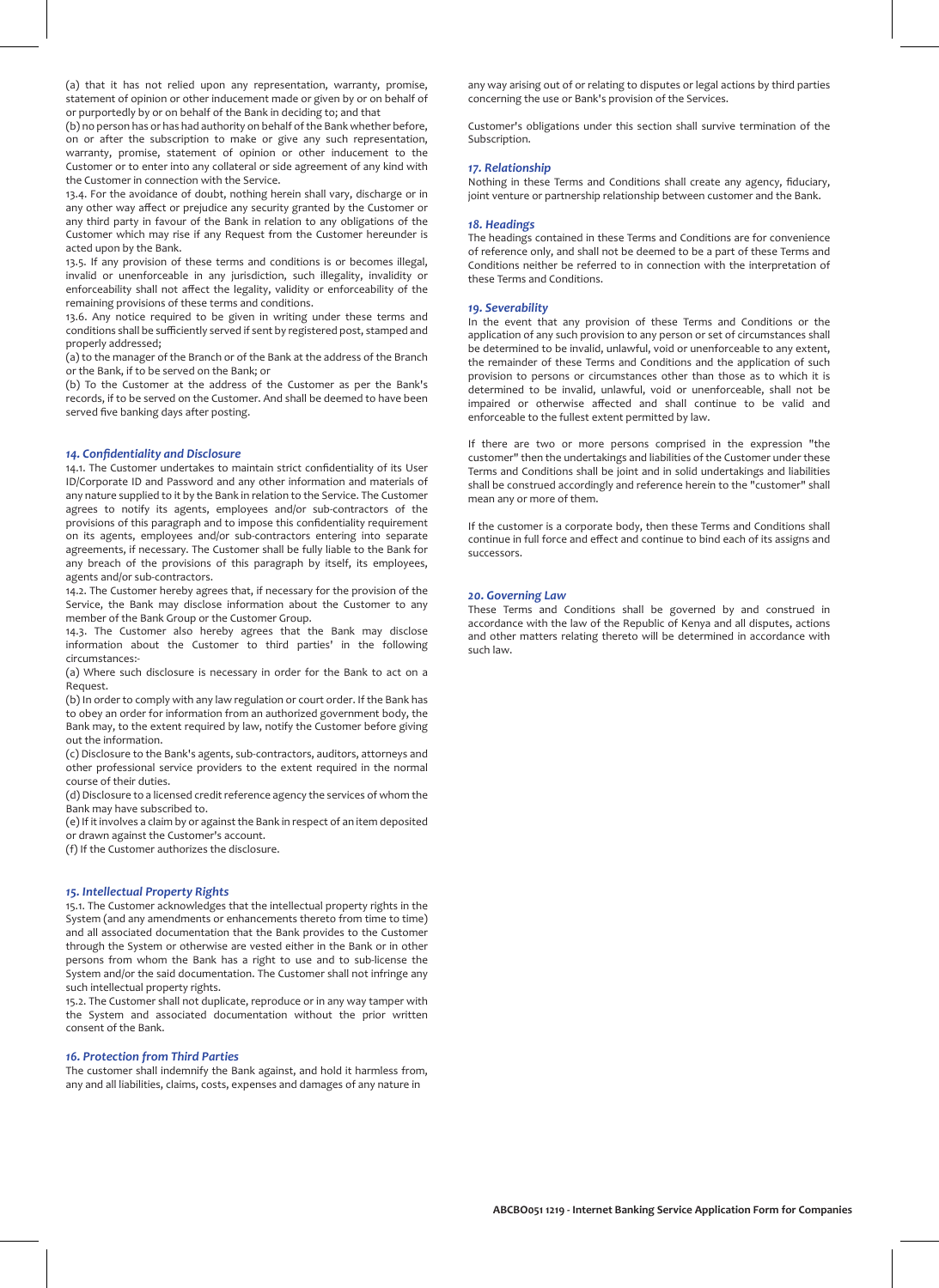(a) that it has not relied upon any representation, warranty, promise, statement of opinion or other inducement made or given by or on behalf of or purportedly by or on behalf of the Bank in deciding to; and that

(b) no person has or has had authority on behalf of the Bank whether before, on or after the subscription to make or give any such representation, warranty, promise, statement of opinion or other inducement to the Customer or to enter into any collateral or side agreement of any kind with the Customer in connection with the Service.

13.4. For the avoidance of doubt, nothing herein shall vary, discharge or in any other way affect or prejudice any security granted by the Customer or any third party in favour of the Bank in relation to any obligations of the Customer which may rise if any Request from the Customer hereunder is acted upon by the Bank.

13.5. If any provision of these terms and conditions is or becomes illegal, invalid or unenforceable in any jurisdiction, such illegality, invalidity or enforceability shall not affect the legality, validity or enforceability of the remaining provisions of these terms and conditions.

13.6. Any notice required to be given in writing under these terms and conditions shall be sufficiently served if sent by registered post, stamped and properly addressed;

(a) to the manager of the Branch or of the Bank at the address of the Branch or the Bank, if to be served on the Bank; or

(b) To the Customer at the address of the Customer as per the Bank's records, if to be served on the Customer. And shall be deemed to have been served five banking days after posting.

### *14. Confidentiality and Disclosure*

14.1. The Customer undertakes to maintain strict confidentiality of its User ID/Corporate ID and Password and any other information and materials of any nature supplied to it by the Bank in relation to the Service. The Customer agrees to notify its agents, employees and/or sub-contractors of the provisions of this paragraph and to impose this confidentiality requirement on its agents, employees and/or sub-contractors entering into separate agreements, if necessary. The Customer shall be fully liable to the Bank for any breach of the provisions of this paragraph by itself, its employees, agents and/or sub-contractors.

14.2. The Customer hereby agrees that, if necessary for the provision of the Service, the Bank may disclose information about the Customer to any member of the Bank Group or the Customer Group.

14.3. The Customer also hereby agrees that the Bank may disclose information about the Customer to third parties' in the following circumstances:-

(a) Where such disclosure is necessary in order for the Bank to act on a Request.

(b) In order to comply with any law regulation or court order. If the Bank has to obey an order for information from an authorized government body, the Bank may, to the extent required by law, notify the Customer before giving out the information.

(c) Disclosure to the Bank's agents, sub-contractors, auditors, attorneys and other professional service providers to the extent required in the normal course of their duties.

(d) Disclosure to a licensed credit reference agency the services of whom the Bank may have subscribed to.

(e) If it involves a claim by or against the Bank in respect of an item deposited or drawn against the Customer's account.

(f) If the Customer authorizes the disclosure.

### *15. Intellectual Property Rights*

15.1. The Customer acknowledges that the intellectual property rights in the System (and any amendments or enhancements thereto from time to time) and all associated documentation that the Bank provides to the Customer through the System or otherwise are vested either in the Bank or in other persons from whom the Bank has a right to use and to sub-license the System and/or the said documentation. The Customer shall not infringe any such intellectual property rights.

15.2. The Customer shall not duplicate, reproduce or in any way tamper with the System and associated documentation without the prior written consent of the Bank.

### *16. Protection from Third Parties*

The customer shall indemnify the Bank against, and hold it harmless from, any and all liabilities, claims, costs, expenses and damages of any nature in any way arising out of or relating to disputes or legal actions by third parties concerning the use or Bank's provision of the Services.

Customer's obligations under this section shall survive termination of the Subscription.

### *17. Relationship*

Nothing in these Terms and Conditions shall create any agency, fiduciary, joint venture or partnership relationship between customer and the Bank.

### *18. Headings*

The headings contained in these Terms and Conditions are for convenience of reference only, and shall not be deemed to be a part of these Terms and Conditions neither be referred to in connection with the interpretation of these Terms and Conditions.

### *19. Severability*

In the event that any provision of these Terms and Conditions or the application of any such provision to any person or set of circumstances shall be determined to be invalid, unlawful, void or unenforceable to any extent, the remainder of these Terms and Conditions and the application of such provision to persons or circumstances other than those as to which it is determined to be invalid, unlawful, void or unenforceable, shall not be impaired or otherwise affected and shall continue to be valid and enforceable to the fullest extent permitted by law.

If there are two or more persons comprised in the expression "the customer" then the undertakings and liabilities of the Customer under these Terms and Conditions shall be joint and in solid undertakings and liabilities shall be construed accordingly and reference herein to the "customer" shall mean any or more of them.

If the customer is a corporate body, then these Terms and Conditions shall continue in full force and effect and continue to bind each of its assigns and successors.

### *20. Governing Law*

These Terms and Conditions shall be governed by and construed in accordance with the law of the Republic of Kenya and all disputes, actions and other matters relating thereto will be determined in accordance with such law.

**ABCBO051 1219 - Internet Banking Service Application Form for Companies**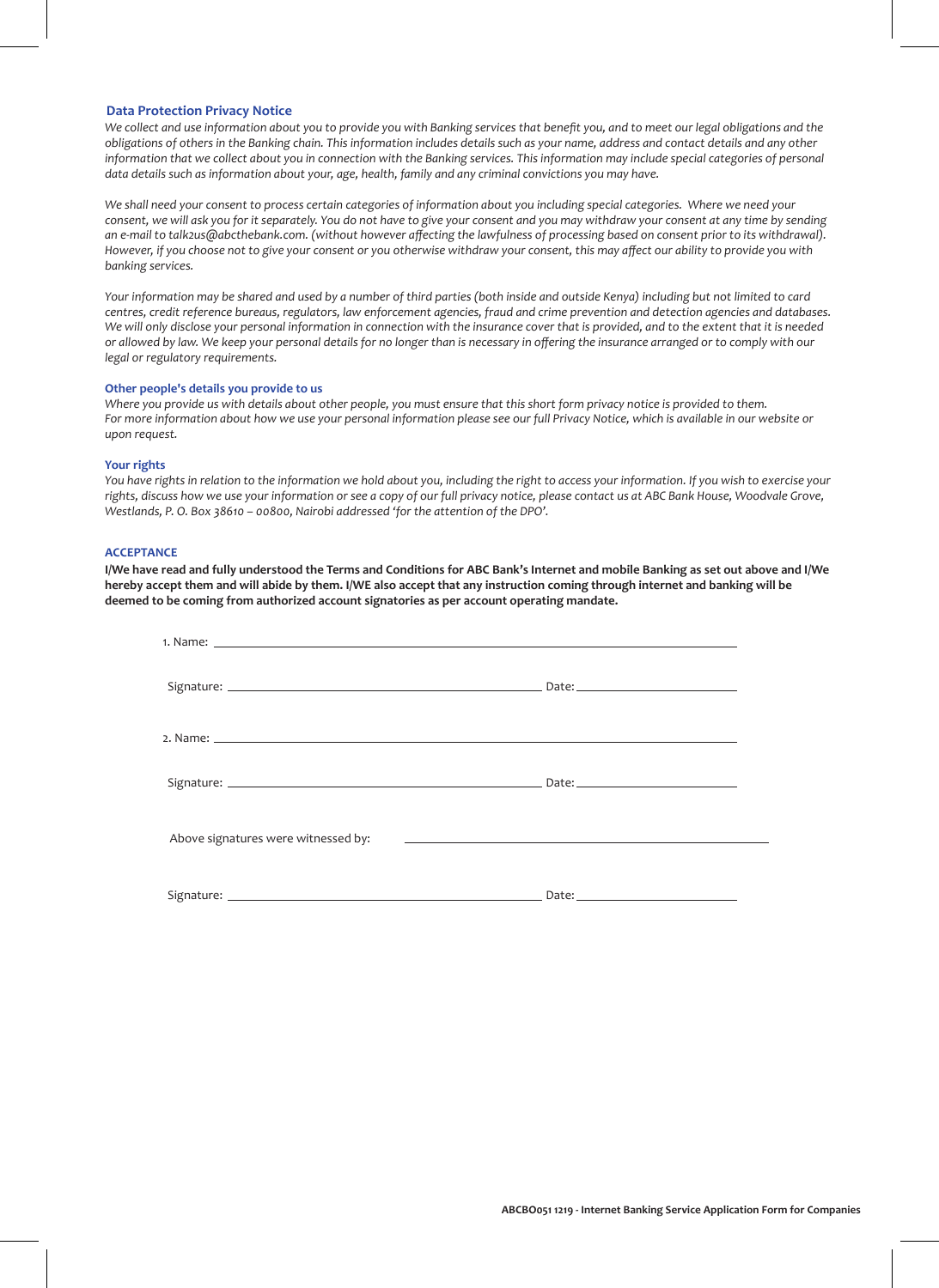## Data Protection Privacy Notice

*We collect and use information about you to provide you with Banking services that benefit you, and to meet our legal obligations and the obligations of others in the Banking chain. This information includes details such as your name, address and contact details and any other information that we collect about you in connection with the Banking services. This information may include special categories of personal data details such as information about your, age, health, family and any criminal convictions you may have.*

*We shall need your consent to process certain categories of information about you including special categories. Where we need your consent, we will ask you for it separately. You do not have to give your consent and you may withdraw your consent at any time by sending an e-mail to talk2us@abcthebank.com. (without however affecting the lawfulness of processing based on consent prior to its withdrawal). However, if you choose not to give your consent or you otherwise withdraw your consent, this may affect our ability to provide you with banking services.*

*Your information may be shared and used by a number of third parties (both inside and outside Kenya) including but not limited to card centres, credit reference bureaus, regulators, law enforcement agencies, fraud and crime prevention and detection agencies and databases. We will only disclose your personal information in connection with the insurance cover that is provided, and to the extent that it is needed or allowed by law. We keep your personal details for no longer than is necessary in offering the insurance arranged or to comply with our legal or regulatory requirements.*

### Other people's details you provide to us

*Where you provide us with details about other people, you must ensure that this short form privacy notice is provided to them. For more information about how we use your personal information please see our full Privacy Notice, which is available in our website or upon request.*

### Your rights

*You have rights in relation to the information we hold about you, including the right to access your information. If you wish to exercise your rights, discuss how we use your information or see a copy of our full privacy notice, please contact us at ABC Bank House, Woodvale Grove, Westlands, P. O. Box 38610 – 00800, Nairobi addressed 'for the attention of the DPO'.*

### ACCEPTANCE

**I/We have read and fully understood the Terms and Conditions for ABC Bank's Internet and mobile Banking as set out above and I/We hereby accept them and will abide by them. I/WE also accept that any instruction coming through internet and banking will be deemed to be coming from authorized account signatories as per account operating mandate.**

1. Name: ______________________________

Signature: ______________________ Date: ______________

2. Name: ______________________________

Signature: ______________________ Date: ______________

Above signatures were witnessed by: ______________________________

Signature: ______________________ Date: ______________

ABCBO051 1219 - Internet Banking Service Application Form for Companies